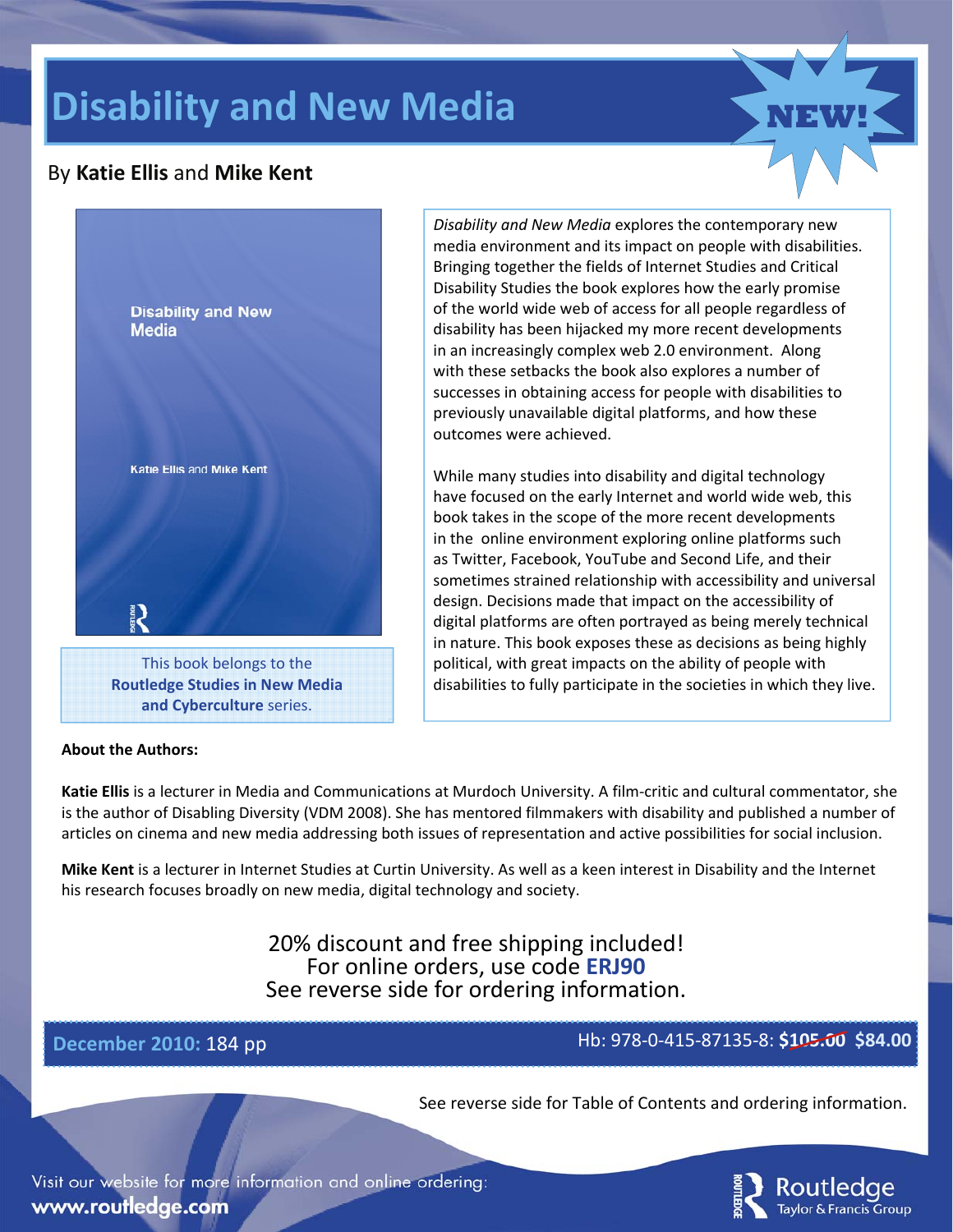# Disability and New Media

NEW!

By **Katie Ellis** and **Mike Kent**

This book belongs to the **Routledge Studies in New Media and Cyberculture** series.

*Disability and New Media* explores the contemporary new media environment and its impact on people with disabilities. Bringing together the fields of Internet Studies and Critical Disability Studies the book explores how the early promise of the world wide web of access for all people regardless of disability has been hijacked my more recent developments in an increasingly complex web 2.0 environment. Along with these setbacks the book also explores a number of successes in obtaining access for people with disabilities to previously unavailable digital platforms, and how these outcomes were achieved.

While many studies into disability and digital technology have focused on the early Internet and world wide web, this book takes in the scope of the more recent developments in the online environment exploring online platforms such as Twitter, Facebook, YouTube and Second Life, and their sometimes strained relationship with accessibility and universal design. Decisions made that impact on the accessibility of digital platforms are often portrayed as being merely technical in nature. This book exposes these as decisions as being highly political, with great impacts on the ability of people with disabilities to fully participate in the societies in which they live.

**About the Authors:**

**Katie Ellis** is a lecturer in Media and Communications at Murdoch University. A film-critic and cultural commentator, she is the author of Disabling Diversity (VDM 2008). She has mentored filmmakers with disability and published a number of articles on cinema and new media addressing both issues of representation and active possibilities for social inclusion.

**Mike Kent** is a lecturer in Internet Studies at Curtin University. As well as a keen interest in Disability and the Internet his research focuses broadly on new media, digital technology and society.

20% discount and free shipping included!
For online orders, use code **ERJ90**
See reverse side for ordering information.

**December 2010:** 184 pp

Hb: 978-0-415-87135-8: ~~$105.00~~ **$84.00**

See reverse side for Table of Contents and ordering information.

Visit our website for more information and online ordering:
**www.routledge.com**

Routledge
Taylor & Francis Group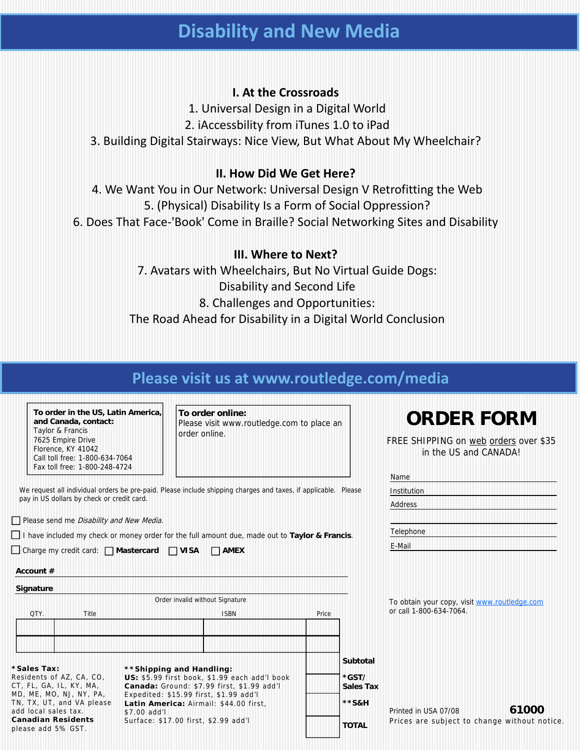# Disability and New Media

### I. At the Crossroads

1. Universal Design in a Digital World
2. iAccessbility from iTunes 1.0 to iPad
3. Building Digital Stairways: Nice View, But What About My Wheelchair?

### II. How Did We Get Here?

4. We Want You in Our Network: Universal Design V Retrofitting the Web
5. (Physical) Disability Is a Form of Social Oppression?
6. Does That Face-'Book' Come in Braille? Social Networking Sites and Disability

### III. Where to Next?

7. Avatars with Wheelchairs, But No Virtual Guide Dogs: Disability and Second Life
8. Challenges and Opportunities: The Road Ahead for Disability in a Digital World Conclusion

## Please visit us at www.routledge.com/media

**To order in the US, Latin America, and Canada, contact:**
Taylor & Francis
7625 Empire Drive
Florence, KY 41042
Call toll free: 1-800-634-7064
Fax toll free: 1-800-248-4724

**To order online:**
Please visit www.routledge.com to place an order online.

# ORDER FORM

FREE SHIPPING on web orders over $35 in the US and CANADA!

Name

Institution

Address

Telephone

E-Mail

We request all individual orders be pre-paid. Please include shipping charges and taxes, if applicable. Please pay in US dollars by check or credit card.

☐ Please send me *Disability and New Media*.

☐ I have included my check or money order for the full amount due, made out to **Taylor & Francis**.

☐ Charge my credit card: ☐ **Mastercard** ☐ **VISA** ☐ **AMEX**

**Account #**

**Signature**

Order invalid without Signature

| QTY. | Title | ISBN | Price |
|---|---|---|---|
| | | | |
| | | | |

**Subtotal**

***GST/ Sales Tax**

****S&H**

**TOTAL**

***Sales Tax:**
Residents of AZ, CA, CO, CT, FL, GA, IL, KY, MA, MD, ME, MO, NJ, NY, PA, TN, TX, UT, and VA please add local sales tax.
**Canadian Residents** please add 5% GST.

****Shipping and Handling:**
**US:** $5.99 first book, $1.99 each add'l book
**Canada:** Ground: $7.99 first, $1.99 add'l
Expedited: $15.99 first, $1.99 add'l
**Latin America:** Airmail: $44.00 first, $7.00 add'l
Surface: $17.00 first, $2.99 add'l

To obtain your copy, visit www.routledge.com or call 1-800-634-7064.

Printed in USA 07/08 **61000**
Prices are subject to change without notice.